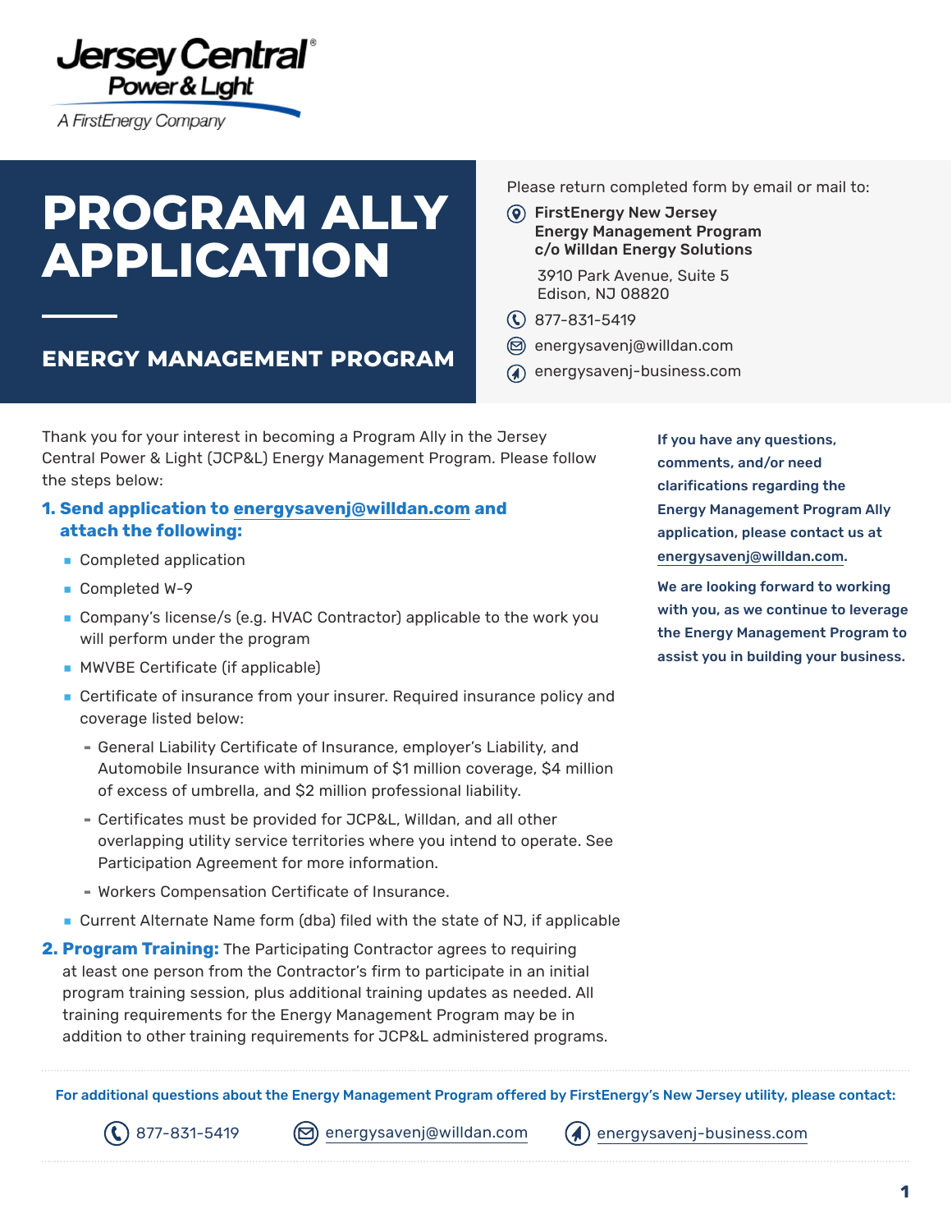Jersey Central Power & Light

A FirstEnergy Company

# PROGRAM ALLY APPLICATION

## ENERGY MANAGEMENT PROGRAM

Please return completed form by email or mail to:

**FirstEnergy New Jersey Energy Management Program c/o Willdan Energy Solutions**

3910 Park Avenue, Suite 5
Edison, NJ 08820

877-831-5419

energysavenj@willdan.com

energysavenj-business.com

Thank you for your interest in becoming a Program Ally in the Jersey Central Power & Light (JCP&L) Energy Management Program. Please follow the steps below:

**1. Send application to energysavenj@willdan.com and attach the following:**

- Completed application
- Completed W-9
- Company's license/s (e.g. HVAC Contractor) applicable to the work you will perform under the program
- MWVBE Certificate (if applicable)
- Certificate of insurance from your insurer. Required insurance policy and coverage listed below:
  - General Liability Certificate of Insurance, employer's Liability, and Automobile Insurance with minimum of $1 million coverage, $4 million of excess of umbrella, and $2 million professional liability.
  - Certificates must be provided for JCP&L, Willdan, and all other overlapping utility service territories where you intend to operate. See Participation Agreement for more information.
  - Workers Compensation Certificate of Insurance.
- Current Alternate Name form (dba) filed with the state of NJ, if applicable

**2. Program Training:** The Participating Contractor agrees to requiring at least one person from the Contractor's firm to participate in an initial program training session, plus additional training updates as needed. All training requirements for the Energy Management Program may be in addition to other training requirements for JCP&L administered programs.

**If you have any questions, comments, and/or need clarifications regarding the Energy Management Program Ally application, please contact us at energysavenj@willdan.com.**

**We are looking forward to working with you, as we continue to leverage the Energy Management Program to assist you in building your business.**

**For additional questions about the Energy Management Program offered by FirstEnergy's New Jersey utility, please contact:**

877-831-5419 | energysavenj@willdan.com | energysavenj-business.com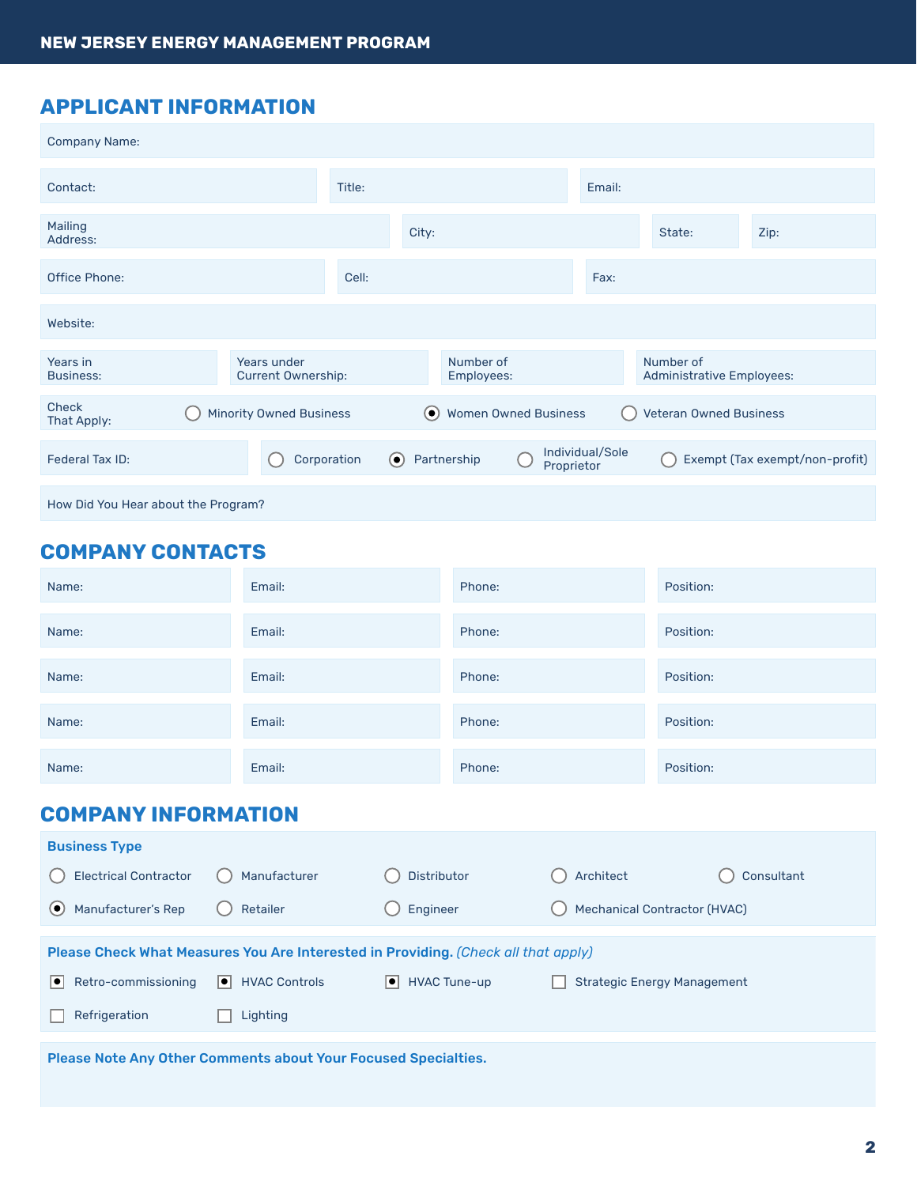## APPLICANT INFORMATION

Company Name:

| Contact: | Title: | Email: |
|---|---|---|

| Mailing Address: | City: | State: | Zip: |
|---|---|---|---|

| Office Phone: | Cell: | Fax: |
|---|---|---|

Website:

| Years in Business: | Years under Current Ownership: | Number of Employees: | Number of Administrative Employees: |
|---|---|---|---|

Check That Apply:
- ○ Minority Owned Business
- ◉ Women Owned Business
- ○ Veteran Owned Business

Federal Tax ID:
- ○ Corporation
- ◉ Partnership
- ○ Individual/Sole Proprietor
- ○ Exempt (Tax exempt/non-profit)

How Did You Hear about the Program?

## COMPANY CONTACTS

| Name: | Email: | Phone: | Position: |
|---|---|---|---|
| Name: | Email: | Phone: | Position: |
| Name: | Email: | Phone: | Position: |
| Name: | Email: | Phone: | Position: |
| Name: | Email: | Phone: | Position: |

## COMPANY INFORMATION

### Business Type

- ○ Electrical Contractor
- ○ Manufacturer
- ○ Distributor
- ○ Architect
- ○ Consultant
- ◉ Manufacturer's Rep
- ○ Retailer
- ○ Engineer
- ○ Mechanical Contractor (HVAC)

### Please Check What Measures You Are Interested in Providing. *(Check all that apply)*

- ☒ Retro-commissioning
- ☒ HVAC Controls
- ☒ HVAC Tune-up
- ☐ Strategic Energy Management
- ☐ Refrigeration
- ☐ Lighting

### Please Note Any Other Comments about Your Focused Specialties.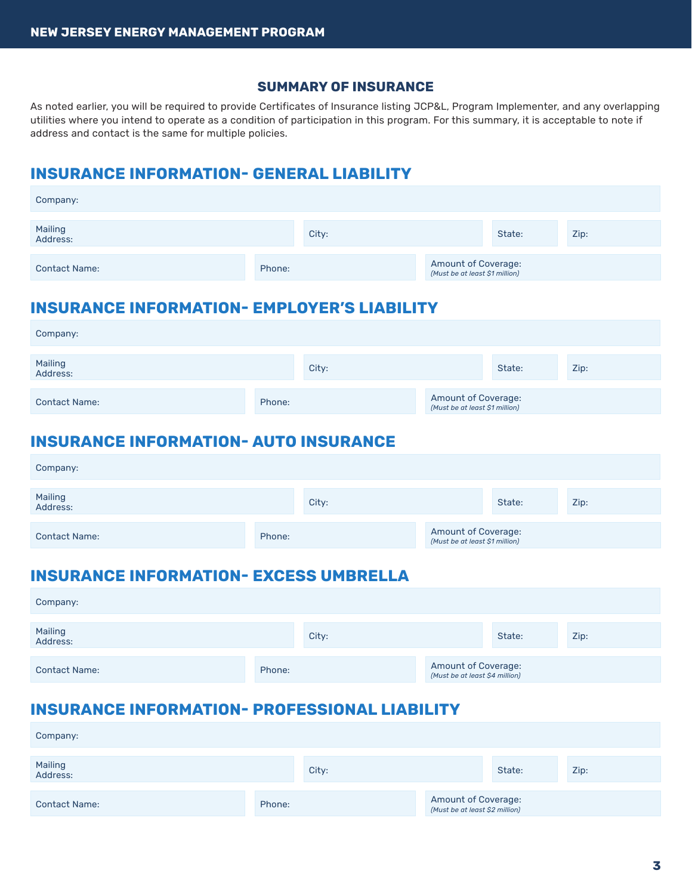## SUMMARY OF INSURANCE

As noted earlier, you will be required to provide Certificates of Insurance listing JCP&L, Program Implementer, and any overlapping utilities where you intend to operate as a condition of participation in this program. For this summary, it is acceptable to note if address and contact is the same for multiple policies.

## INSURANCE INFORMATION- GENERAL LIABILITY

| Company: | | | |
|---|---|---|---|
| Mailing Address: | City: | State: | Zip: |
| Contact Name: | Phone: | Amount of Coverage: *(Must be at least $1 million)* | |

## INSURANCE INFORMATION- EMPLOYER'S LIABILITY

| Company: | | | |
|---|---|---|---|
| Mailing Address: | City: | State: | Zip: |
| Contact Name: | Phone: | Amount of Coverage: *(Must be at least $1 million)* | |

## INSURANCE INFORMATION- AUTO INSURANCE

| Company: | | | |
|---|---|---|---|
| Mailing Address: | City: | State: | Zip: |
| Contact Name: | Phone: | Amount of Coverage: *(Must be at least $1 million)* | |

## INSURANCE INFORMATION- EXCESS UMBRELLA

| Company: | | | |
|---|---|---|---|
| Mailing Address: | City: | State: | Zip: |
| Contact Name: | Phone: | Amount of Coverage: *(Must be at least $4 million)* | |

## INSURANCE INFORMATION- PROFESSIONAL LIABILITY

| Company: | | | |
|---|---|---|---|
| Mailing Address: | City: | State: | Zip: |
| Contact Name: | Phone: | Amount of Coverage: *(Must be at least $2 million)* | |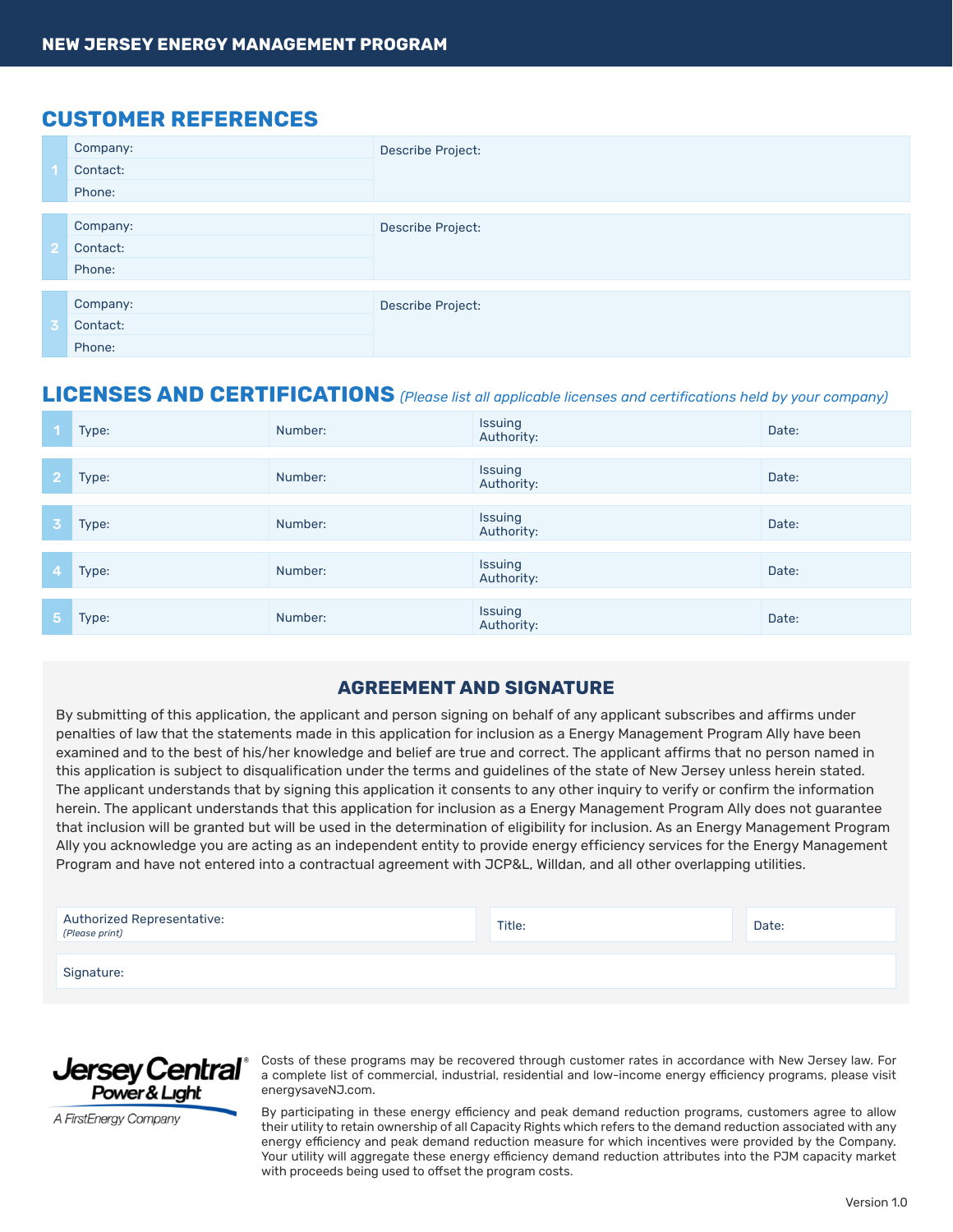## CUSTOMER REFERENCES

| | | |
|---|---|---|
| 1 | Company:<br>Contact:<br>Phone: | Describe Project: |
| 2 | Company:<br>Contact:<br>Phone: | Describe Project: |
| 3 | Company:<br>Contact:<br>Phone: | Describe Project: |

## LICENSES AND CERTIFICATIONS *(Please list all applicable licenses and certifications held by your company)*

| | | | | |
|---|---|---|---|---|
| 1 | Type: | Number: | Issuing Authority: | Date: |
| 2 | Type: | Number: | Issuing Authority: | Date: |
| 3 | Type: | Number: | Issuing Authority: | Date: |
| 4 | Type: | Number: | Issuing Authority: | Date: |
| 5 | Type: | Number: | Issuing Authority: | Date: |

### AGREEMENT AND SIGNATURE

By submitting of this application, the applicant and person signing on behalf of any applicant subscribes and affirms under penalties of law that the statements made in this application for inclusion as a Energy Management Program Ally have been examined and to the best of his/her knowledge and belief are true and correct. The applicant affirms that no person named in this application is subject to disqualification under the terms and guidelines of the state of New Jersey unless herein stated. The applicant understands that by signing this application it consents to any other inquiry to verify or confirm the information herein. The applicant understands that this application for inclusion as a Energy Management Program Ally does not guarantee that inclusion will be granted but will be used in the determination of eligibility for inclusion. As an Energy Management Program Ally you acknowledge you are acting as an independent entity to provide energy efficiency services for the Energy Management Program and have not entered into a contractual agreement with JCP&L, Willdan, and all other overlapping utilities.

| | | |
|---|---|---|
| Authorized Representative: *(Please print)* | Title: | Date: |
| Signature: | | |

Jersey Central Power & Light
A FirstEnergy Company

Costs of these programs may be recovered through customer rates in accordance with New Jersey law. For a complete list of commercial, industrial, residential and low-income energy efficiency programs, please visit energysaveNJ.com.

By participating in these energy efficiency and peak demand reduction programs, customers agree to allow their utility to retain ownership of all Capacity Rights which refers to the demand reduction associated with any energy efficiency and peak demand reduction measure for which incentives were provided by the Company. Your utility will aggregate these energy efficiency demand reduction attributes into the PJM capacity market with proceeds being used to offset the program costs.

Version 1.0